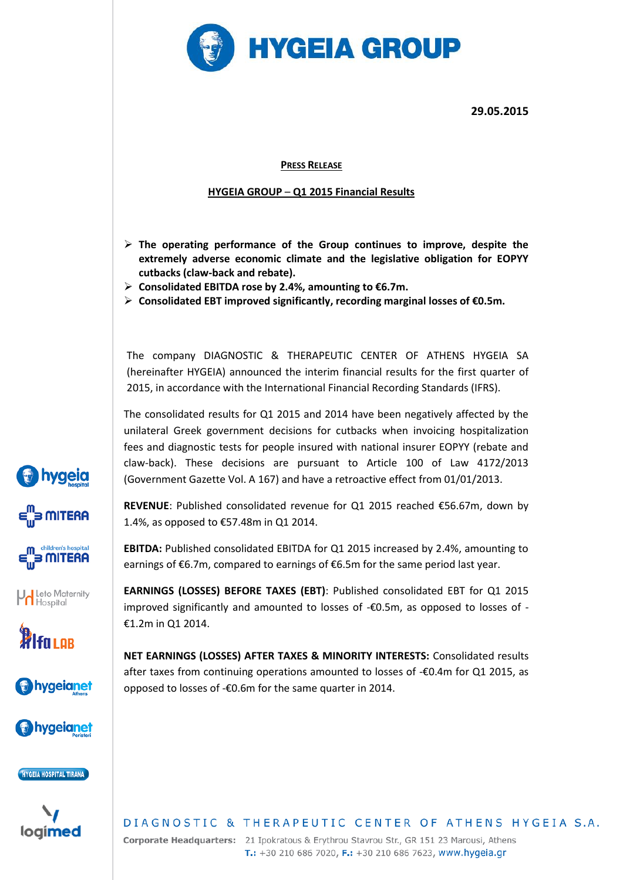# HYGEIA GROUP

**29.05.2015**

**PRESS RELEASE**

**HYGEIA GROUP – Q1 2015 Financial Results**

- **The operating performance of the Group continues to improve, despite the extremely adverse economic climate and the legislative obligation for EOPYY cutbacks (claw-back and rebate).**
- **Consolidated EBITDA rose by 2.4%, amounting to €6.7m.**
- **Consolidated EBT improved significantly, recording marginal losses of €0.5m.**

The company DIAGNOSTIC & THERAPEUTIC CENTER OF ATHENS HYGEIA SA (hereinafter HYGEIA) announced the interim financial results for the first quarter of 2015, in accordance with the International Financial Recording Standards (IFRS).

The consolidated results for Q1 2015 and 2014 have been negatively affected by the unilateral Greek government decisions for cutbacks when invoicing hospitalization fees and diagnostic tests for people insured with national insurer EOPYY (rebate and claw-back). These decisions are pursuant to Article 100 of Law 4172/2013 (Government Gazette Vol. A 167) and have a retroactive effect from 01/01/2013.

**REVENUE**: Published consolidated revenue for Q1 2015 reached €56.67m, down by 1.4%, as opposed to €57.48m in Q1 2014.

**EBITDA:** Published consolidated EBITDA for Q1 2015 increased by 2.4%, amounting to earnings of €6.7m, compared to earnings of €6.5m for the same period last year.

**EARNINGS (LOSSES) BEFORE TAXES (EBT)**: Published consolidated EBT for Q1 2015 improved significantly and amounted to losses of -€0.5m, as opposed to losses of -€1.2m in Q1 2014.

**NET EARNINGS (LOSSES) AFTER TAXES & MINORITY INTERESTS:** Consolidated results after taxes from continuing operations amounted to losses of -€0.4m for Q1 2015, as opposed to losses of -€0.6m for the same quarter in 2014.

DIAGNOSTIC & THERAPEUTIC CENTER OF ATHENS HYGEIA S.A.

**Corporate Headquarters:** 21 Ipokratous & Erythrou Stavrou Str., GR 151 23 Marousi, Athens
**T.:** +30 210 686 7020, **F.:** +30 210 686 7623, www.hygeia.gr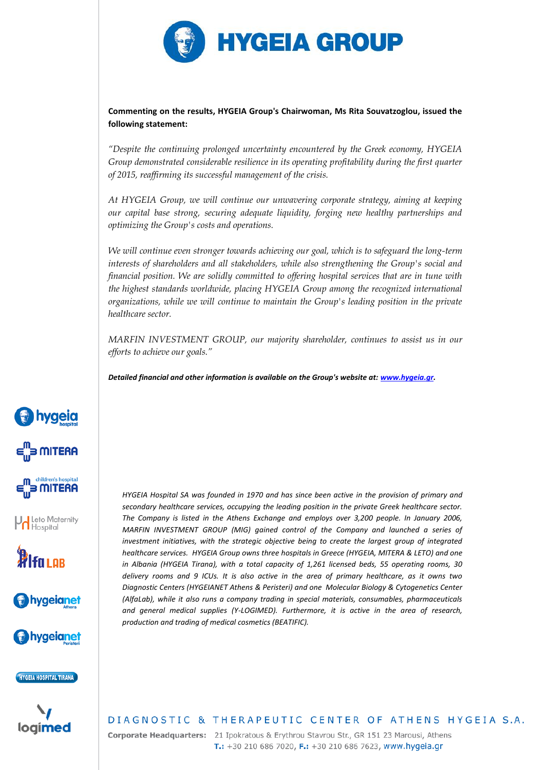**Commenting on the results, HYGEIA Group's Chairwoman, Ms Rita Souvatzoglou, issued the following statement:**

*"Despite the continuing prolonged uncertainty encountered by the Greek economy, HYGEIA Group demonstrated considerable resilience in its operating profitability during the first quarter of 2015, reaffirming its successful management of the crisis.*

*At HYGEIA Group, we will continue our unwavering corporate strategy, aiming at keeping our capital base strong, securing adequate liquidity, forging new healthy partnerships and optimizing the Group's costs and operations.*

*We will continue even stronger towards achieving our goal, which is to safeguard the long-term interests of shareholders and all stakeholders, while also strengthening the Group's social and financial position. We are solidly committed to offering hospital services that are in tune with the highest standards worldwide, placing HYGEIA Group among the recognized international organizations, while we will continue to maintain the Group's leading position in the private healthcare sector.*

*MARFIN INVESTMENT GROUP, our majority shareholder, continues to assist us in our efforts to achieve our goals."*

***Detailed financial and other information is available on the Group's website at: www.hygeia.gr.***

*HYGEIA Hospital SA was founded in 1970 and has since been active in the provision of primary and secondary healthcare services, occupying the leading position in the private Greek healthcare sector. The Company is listed in the Athens Exchange and employs over 3,200 people. In January 2006, MARFIN INVESTMENT GROUP (MIG) gained control of the Company and launched a series of investment initiatives, with the strategic objective being to create the largest group of integrated healthcare services. HYGEIA Group owns three hospitals in Greece (HYGEIA, MITERA & LETO) and one in Albania (HYGEIA Tirana), with a total capacity of 1,261 licensed beds, 55 operating rooms, 30 delivery rooms and 9 ICUs. It is also active in the area of primary healthcare, as it owns two Diagnostic Centers (HYGEIANET Athens & Peristeri) and one Molecular Biology & Cytogenetics Center (AlfaLab), while it also runs a company trading in special materials, consumables, pharmaceuticals and general medical supplies (Y-LOGIMED). Furthermore, it is active in the area of research, production and trading of medical cosmetics (BEATIFIC).*

DIAGNOSTIC & THERAPEUTIC CENTER OF ATHENS HYGEIA S.A.

**Corporate Headquarters:** 21 Ipokratous & Erythrou Stavrou Str., GR 151 23 Marousi, Athens
**T.:** +30 210 686 7020, **F.:** +30 210 686 7623, www.hygeia.gr